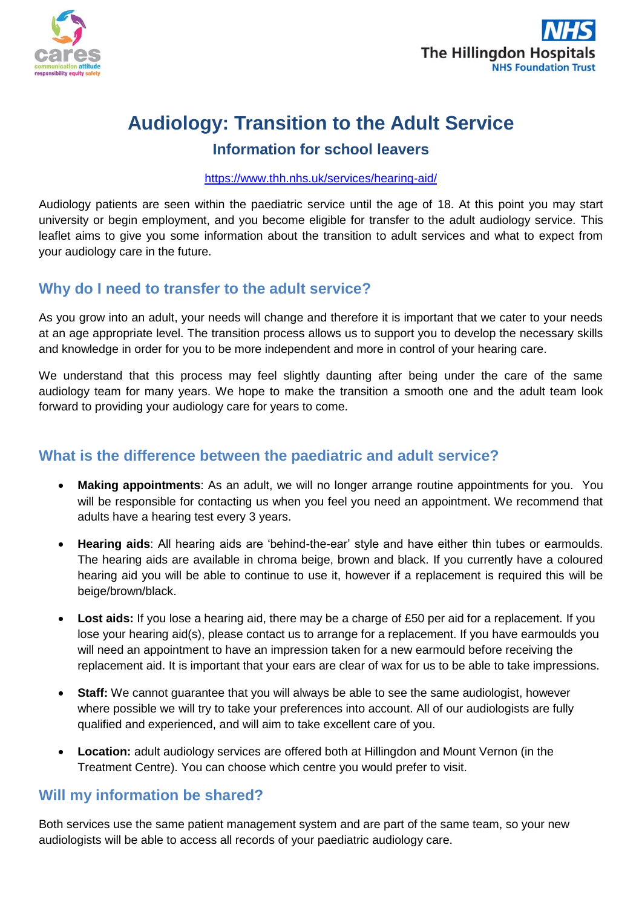# Audiology: Transition to the Adult Service

## Information for school leavers

https://www.thh.nhs.uk/services/hearing-aid/

Audiology patients are seen within the paediatric service until the age of 18. At this point you may start university or begin employment, and you become eligible for transfer to the adult audiology service. This leaflet aims to give you some information about the transition to adult services and what to expect from your audiology care in the future.

### Why do I need to transfer to the adult service?

As you grow into an adult, your needs will change and therefore it is important that we cater to your needs at an age appropriate level. The transition process allows us to support you to develop the necessary skills and knowledge in order for you to be more independent and more in control of your hearing care.

We understand that this process may feel slightly daunting after being under the care of the same audiology team for many years. We hope to make the transition a smooth one and the adult team look forward to providing your audiology care for years to come.

### What is the difference between the paediatric and adult service?

- **Making appointments**: As an adult, we will no longer arrange routine appointments for you. You will be responsible for contacting us when you feel you need an appointment. We recommend that adults have a hearing test every 3 years.
- **Hearing aids**: All hearing aids are 'behind-the-ear' style and have either thin tubes or earmoulds. The hearing aids are available in chroma beige, brown and black. If you currently have a coloured hearing aid you will be able to continue to use it, however if a replacement is required this will be beige/brown/black.
- **Lost aids:** If you lose a hearing aid, there may be a charge of £50 per aid for a replacement. If you lose your hearing aid(s), please contact us to arrange for a replacement. If you have earmoulds you will need an appointment to have an impression taken for a new earmould before receiving the replacement aid. It is important that your ears are clear of wax for us to be able to take impressions.
- **Staff:** We cannot guarantee that you will always be able to see the same audiologist, however where possible we will try to take your preferences into account. All of our audiologists are fully qualified and experienced, and will aim to take excellent care of you.
- **Location:** adult audiology services are offered both at Hillingdon and Mount Vernon (in the Treatment Centre). You can choose which centre you would prefer to visit.

### Will my information be shared?

Both services use the same patient management system and are part of the same team, so your new audiologists will be able to access all records of your paediatric audiology care.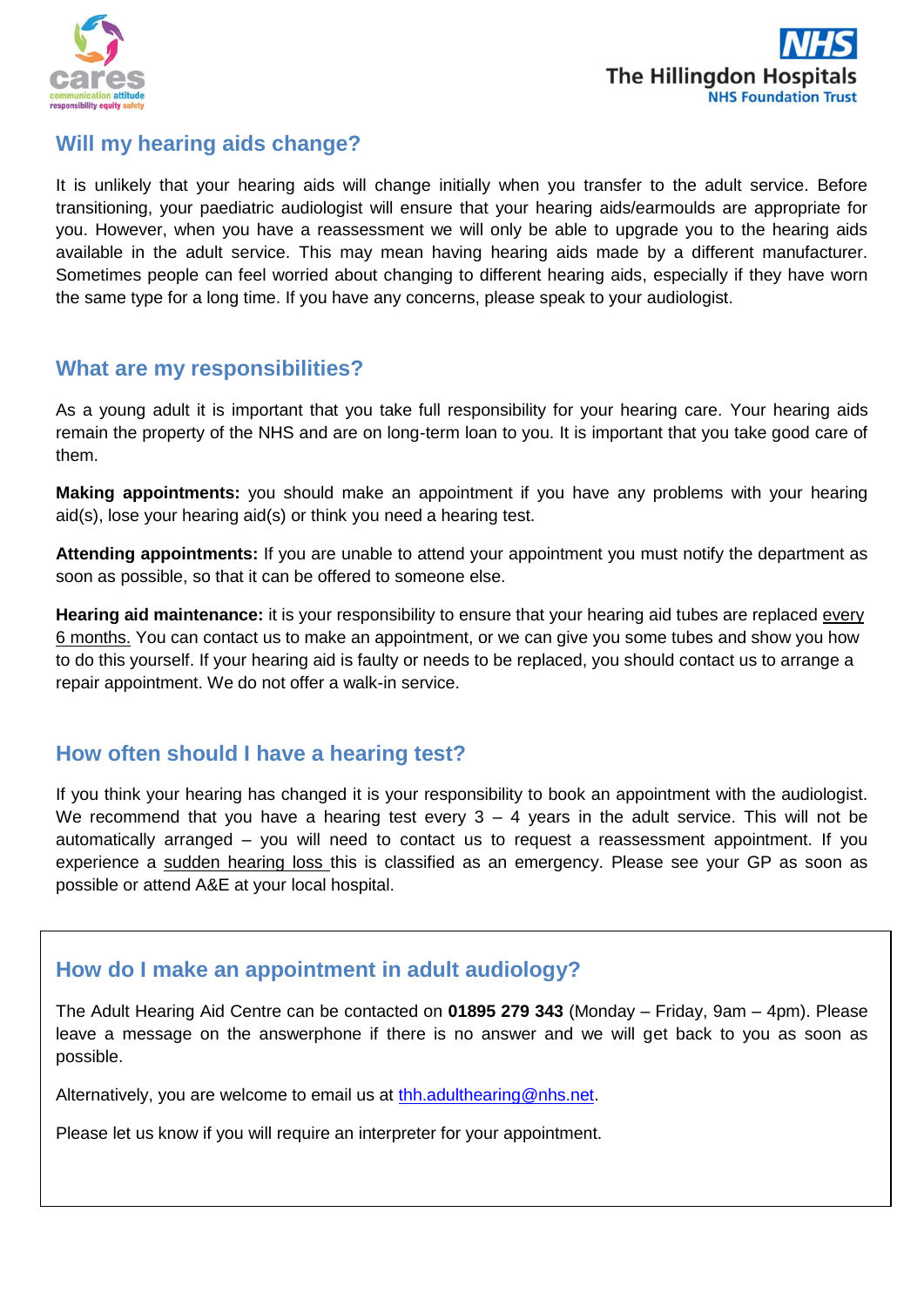## Will my hearing aids change?

It is unlikely that your hearing aids will change initially when you transfer to the adult service. Before transitioning, your paediatric audiologist will ensure that your hearing aids/earmoulds are appropriate for you. However, when you have a reassessment we will only be able to upgrade you to the hearing aids available in the adult service. This may mean having hearing aids made by a different manufacturer. Sometimes people can feel worried about changing to different hearing aids, especially if they have worn the same type for a long time. If you have any concerns, please speak to your audiologist.

## What are my responsibilities?

As a young adult it is important that you take full responsibility for your hearing care. Your hearing aids remain the property of the NHS and are on long-term loan to you. It is important that you take good care of them.

**Making appointments:** you should make an appointment if you have any problems with your hearing aid(s), lose your hearing aid(s) or think you need a hearing test.

**Attending appointments:** If you are unable to attend your appointment you must notify the department as soon as possible, so that it can be offered to someone else.

**Hearing aid maintenance:** it is your responsibility to ensure that your hearing aid tubes are replaced every 6 months. You can contact us to make an appointment, or we can give you some tubes and show you how to do this yourself. If your hearing aid is faulty or needs to be replaced, you should contact us to arrange a repair appointment. We do not offer a walk-in service.

## How often should I have a hearing test?

If you think your hearing has changed it is your responsibility to book an appointment with the audiologist. We recommend that you have a hearing test every 3 – 4 years in the adult service. This will not be automatically arranged – you will need to contact us to request a reassessment appointment. If you experience a sudden hearing loss this is classified as an emergency. Please see your GP as soon as possible or attend A&E at your local hospital.

## How do I make an appointment in adult audiology?

The Adult Hearing Aid Centre can be contacted on **01895 279 343** (Monday – Friday, 9am – 4pm). Please leave a message on the answerphone if there is no answer and we will get back to you as soon as possible.

Alternatively, you are welcome to email us at thh.adulthearing@nhs.net.

Please let us know if you will require an interpreter for your appointment.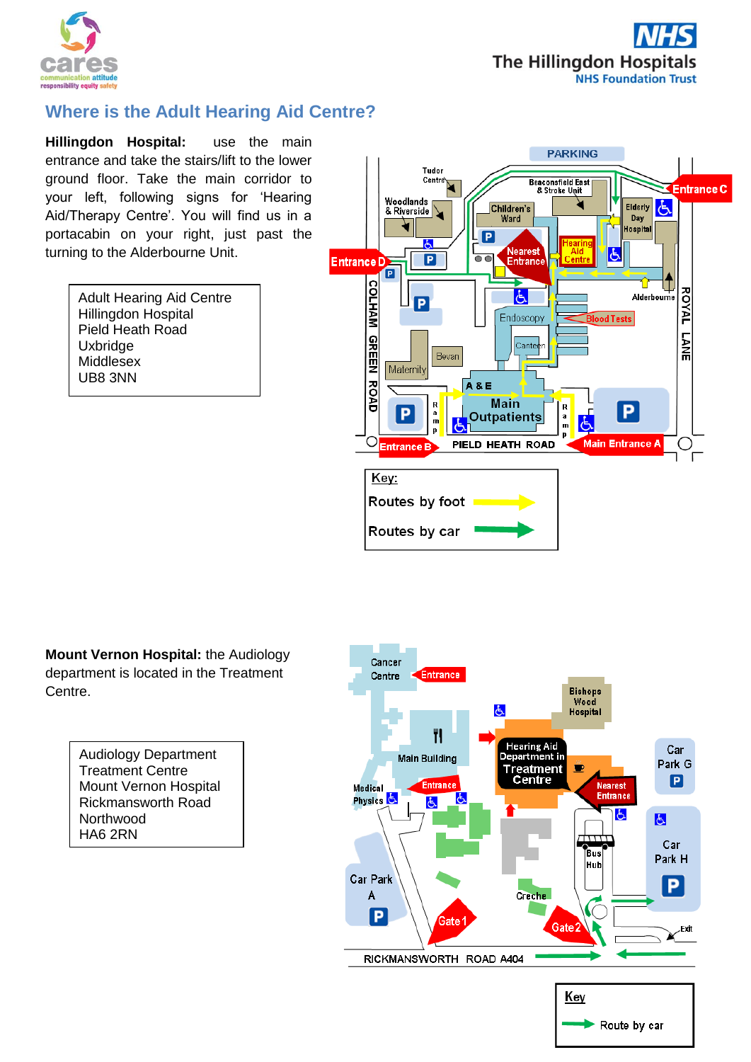cares
communication attitude
responsibility equity safety

NHS
The Hillingdon Hospitals
NHS Foundation Trust

## Where is the Adult Hearing Aid Centre?

**Hillingdon Hospital:** use the main entrance and take the stairs/lift to the lower ground floor. Take the main corridor to your left, following signs for 'Hearing Aid/Therapy Centre'. You will find us in a portacabin on your right, just past the turning to the Alderbourne Unit.

Adult Hearing Aid Centre
Hillingdon Hospital
Pield Heath Road
Uxbridge
Middlesex
UB8 3NN

**Mount Vernon Hospital:** the Audiology department is located in the Treatment Centre.

Audiology Department
Treatment Centre
Mount Vernon Hospital
Rickmansworth Road
Northwood
HA6 2RN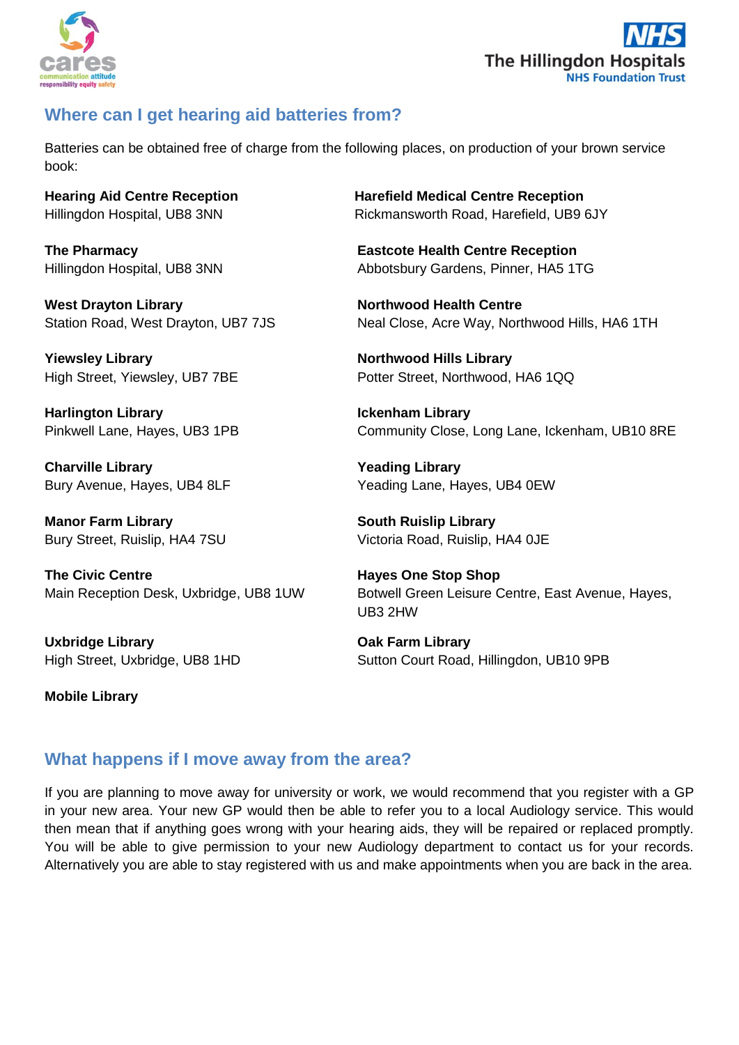## Where can I get hearing aid batteries from?

Batteries can be obtained free of charge from the following places, on production of your brown service book:

**Hearing Aid Centre Reception**
Hillingdon Hospital, UB8 3NN

**The Pharmacy**
Hillingdon Hospital, UB8 3NN

**West Drayton Library**
Station Road, West Drayton, UB7 7JS

**Yiewsley Library**
High Street, Yiewsley, UB7 7BE

**Harlington Library**
Pinkwell Lane, Hayes, UB3 1PB

**Charville Library**
Bury Avenue, Hayes, UB4 8LF

**Manor Farm Library**
Bury Street, Ruislip, HA4 7SU

**The Civic Centre**
Main Reception Desk, Uxbridge, UB8 1UW

**Uxbridge Library**
High Street, Uxbridge, UB8 1HD

**Mobile Library**

**Harefield Medical Centre Reception**
Rickmansworth Road, Harefield, UB9 6JY

**Eastcote Health Centre Reception**
Abbotsbury Gardens, Pinner, HA5 1TG

**Northwood Health Centre**
Neal Close, Acre Way, Northwood Hills, HA6 1TH

**Northwood Hills Library**
Potter Street, Northwood, HA6 1QQ

**Ickenham Library**
Community Close, Long Lane, Ickenham, UB10 8RE

**Yeading Library**
Yeading Lane, Hayes, UB4 0EW

**South Ruislip Library**
Victoria Road, Ruislip, HA4 0JE

**Hayes One Stop Shop**
Botwell Green Leisure Centre, East Avenue, Hayes, UB3 2HW

**Oak Farm Library**
Sutton Court Road, Hillingdon, UB10 9PB

## What happens if I move away from the area?

If you are planning to move away for university or work, we would recommend that you register with a GP in your new area. Your new GP would then be able to refer you to a local Audiology service. This would then mean that if anything goes wrong with your hearing aids, they will be repaired or replaced promptly. You will be able to give permission to your new Audiology department to contact us for your records. Alternatively you are able to stay registered with us and make appointments when you are back in the area.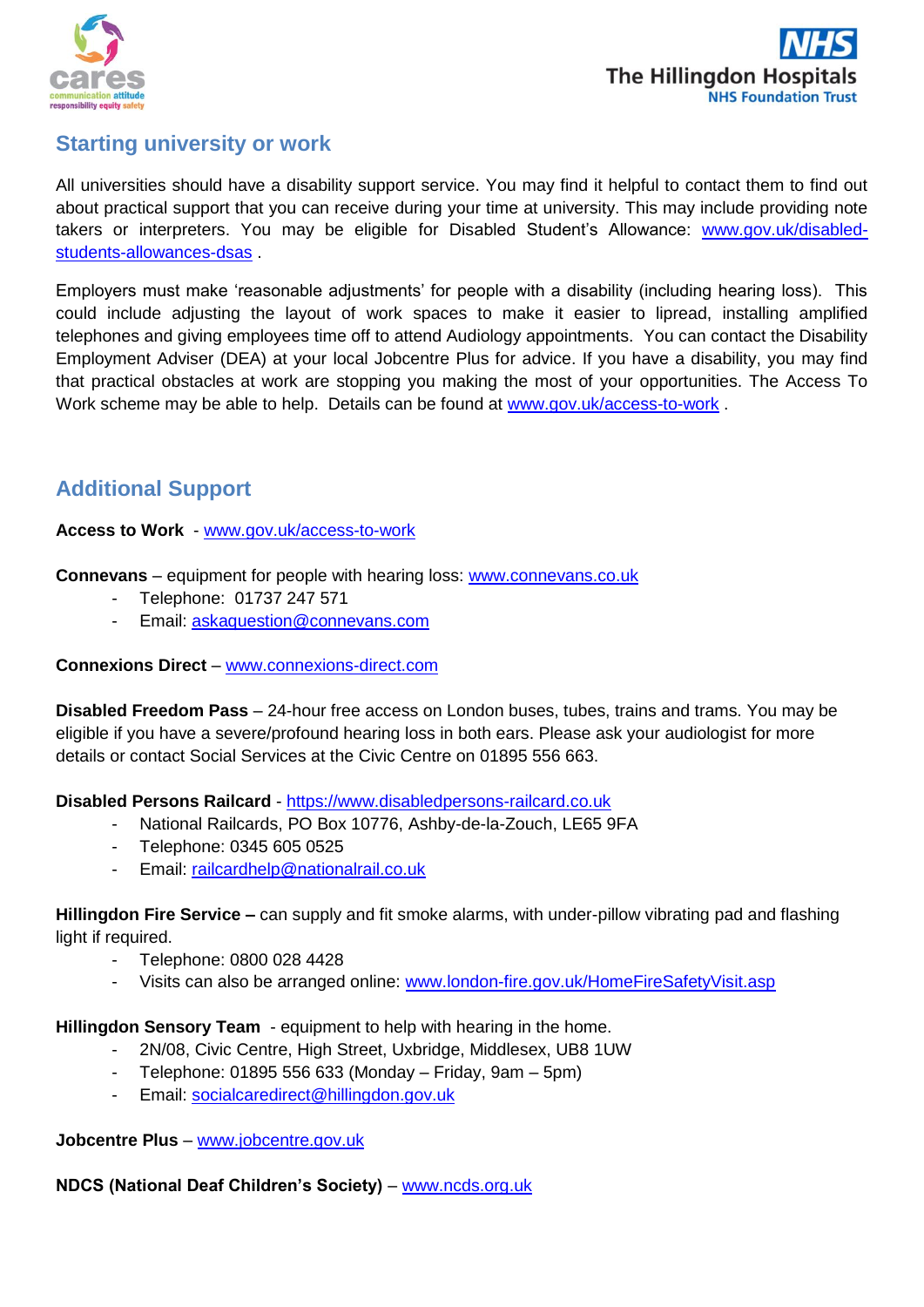## Starting university or work

All universities should have a disability support service. You may find it helpful to contact them to find out about practical support that you can receive during your time at university. This may include providing note takers or interpreters. You may be eligible for Disabled Student's Allowance: www.gov.uk/disabled-students-allowances-dsas .

Employers must make 'reasonable adjustments' for people with a disability (including hearing loss). This could include adjusting the layout of work spaces to make it easier to lipread, installing amplified telephones and giving employees time off to attend Audiology appointments. You can contact the Disability Employment Adviser (DEA) at your local Jobcentre Plus for advice. If you have a disability, you may find that practical obstacles at work are stopping you making the most of your opportunities. The Access To Work scheme may be able to help. Details can be found at www.gov.uk/access-to-work .

## Additional Support

**Access to Work** - www.gov.uk/access-to-work

**Connevans** – equipment for people with hearing loss: www.connevans.co.uk

- Telephone: 01737 247 571
- Email: askaquestion@connevans.com

**Connexions Direct** – www.connexions-direct.com

**Disabled Freedom Pass** – 24-hour free access on London buses, tubes, trains and trams. You may be eligible if you have a severe/profound hearing loss in both ears. Please ask your audiologist for more details or contact Social Services at the Civic Centre on 01895 556 663.

**Disabled Persons Railcard** - https://www.disabledpersons-railcard.co.uk

- National Railcards, PO Box 10776, Ashby-de-la-Zouch, LE65 9FA
- Telephone: 0345 605 0525
- Email: railcardhelp@nationalrail.co.uk

**Hillingdon Fire Service –** can supply and fit smoke alarms, with under-pillow vibrating pad and flashing light if required.

- Telephone: 0800 028 4428
- Visits can also be arranged online: www.london-fire.gov.uk/HomeFireSafetyVisit.asp

**Hillingdon Sensory Team** - equipment to help with hearing in the home.

- 2N/08, Civic Centre, High Street, Uxbridge, Middlesex, UB8 1UW
- Telephone: 01895 556 633 (Monday – Friday, 9am – 5pm)
- Email: socialcaredirect@hillingdon.gov.uk

**Jobcentre Plus** – www.jobcentre.gov.uk

**NDCS (National Deaf Children's Society)** – www.ncds.org.uk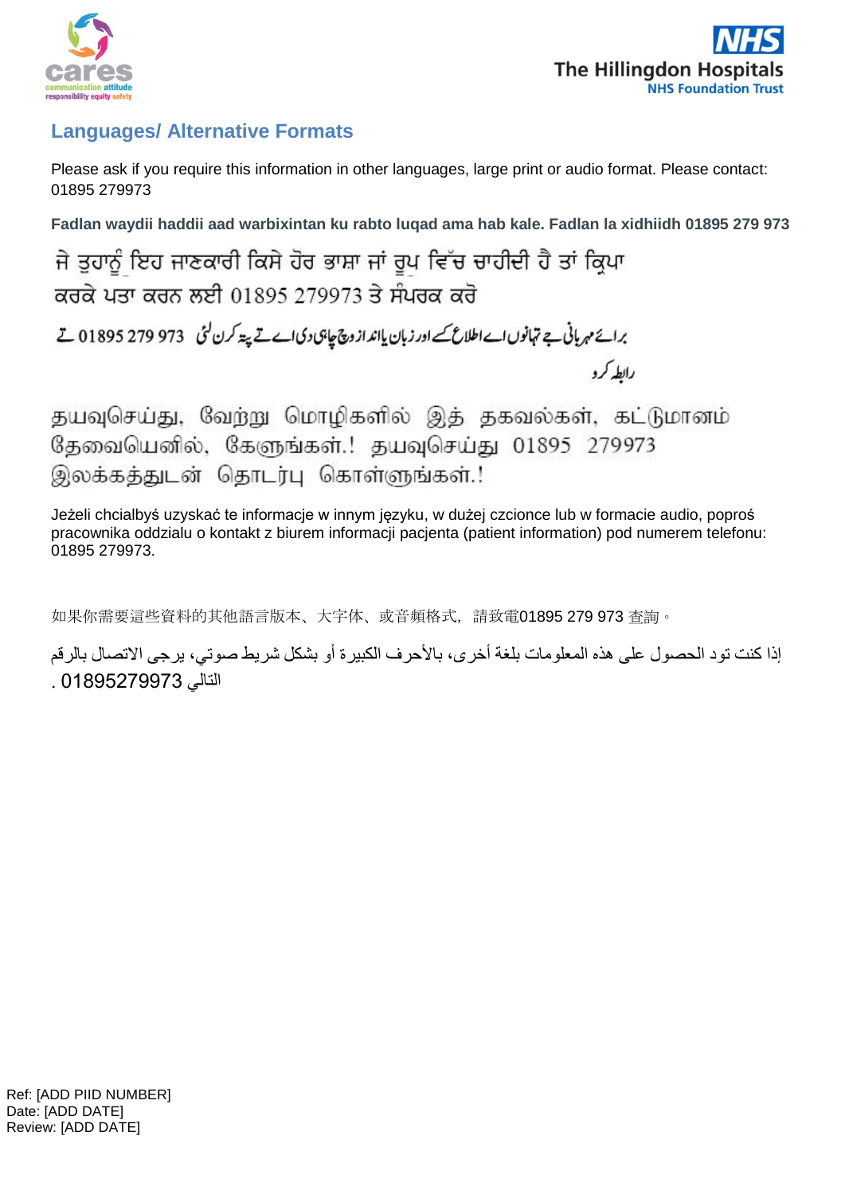## Languages/ Alternative Formats

Please ask if you require this information in other languages, large print or audio format. Please contact: 01895 279973

**Fadlan waydii haddii aad warbixintan ku rabto luqad ama hab kale. Fadlan la xidhiidh 01895 279 973**

ਜੇ ਤੁਹਾਨੂੰ ਇਹ ਜਾਣਕਾਰੀ ਕਿਸੇ ਹੋਰ ਭਾਸ਼ਾ ਜਾਂ ਰੂਪ ਵਿੱਚ ਚਾਹੀਦੀ ਹੈ ਤਾਂ ਕ੍ਰਿਪਾ ਕਰਕੇ ਪਤਾ ਕਰਨ ਲਈ 01895 279973 ਤੇ ਸੰਪਰਕ ਕਰੋ

برائے مہربانی جے تہانوں اے اطلاع کسے اور زبان یا انداز وچ چاہی دی اے تے پتہ کرن لئی 01895 279 973 تے رابطہ کرو

தயவுசெய்து, வேற்று மொழிகளில் இத் தகவல்கள், கட்டுமானம் தேவையெனில், கேளுங்கள்.! தயவுசெய்து 01895 279973 இலக்கத்துடன் தொடர்பு கொள்ளுங்கள்.!

Jeżeli chcialbyś uzyskać te informacje w innym języku, w dużej czcionce lub w formacie audio, poproś pracownika oddzialu o kontakt z biurem informacji pacjenta (patient information) pod numerem telefonu: 01895 279973.

如果你需要這些資料的其他語言版本、大字体、或音頻格式，請致電01895 279 973 查詢。

إذا كنت تود الحصول على هذه المعلومات بلغة أخرى، بالأحرف الكبيرة أو بشكل شريط صوتي، يرجى الاتصال بالرقم التالي 01895279973 .

Ref: [ADD PIID NUMBER]
Date: [ADD DATE]
Review: [ADD DATE]